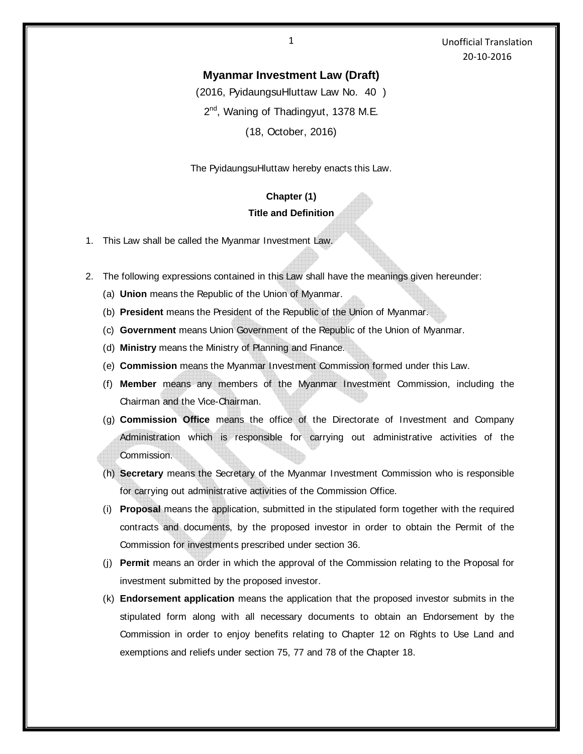Unofficial Translation
20-10-2016

# Myanmar Investment Law (Draft)

(2016, PyidaungsuHluttaw Law No. 40 )

2nd, Waning of Thadingyut, 1378 M.E.

(18, October, 2016)

The PyidaungsuHluttaw hereby enacts this Law.

## Chapter (1)
## Title and Definition

1. This Law shall be called the Myanmar Investment Law.

2. The following expressions contained in this Law shall have the meanings given hereunder:
   (a) **Union** means the Republic of the Union of Myanmar.
   (b) **President** means the President of the Republic of the Union of Myanmar.
   (c) **Government** means Union Government of the Republic of the Union of Myanmar.
   (d) **Ministry** means the Ministry of Planning and Finance.
   (e) **Commission** means the Myanmar Investment Commission formed under this Law.
   (f) **Member** means any members of the Myanmar Investment Commission, including the Chairman and the Vice-Chairman.
   (g) **Commission Office** means the office of the Directorate of Investment and Company Administration which is responsible for carrying out administrative activities of the Commission.
   (h) **Secretary** means the Secretary of the Myanmar Investment Commission who is responsible for carrying out administrative activities of the Commission Office.
   (i) **Proposal** means the application, submitted in the stipulated form together with the required contracts and documents, by the proposed investor in order to obtain the Permit of the Commission for investments prescribed under section 36.
   (j) **Permit** means an order in which the approval of the Commission relating to the Proposal for investment submitted by the proposed investor.
   (k) **Endorsement application** means the application that the proposed investor submits in the stipulated form along with all necessary documents to obtain an Endorsement by the Commission in order to enjoy benefits relating to Chapter 12 on Rights to Use Land and exemptions and reliefs under section 75, 77 and 78 of the Chapter 18.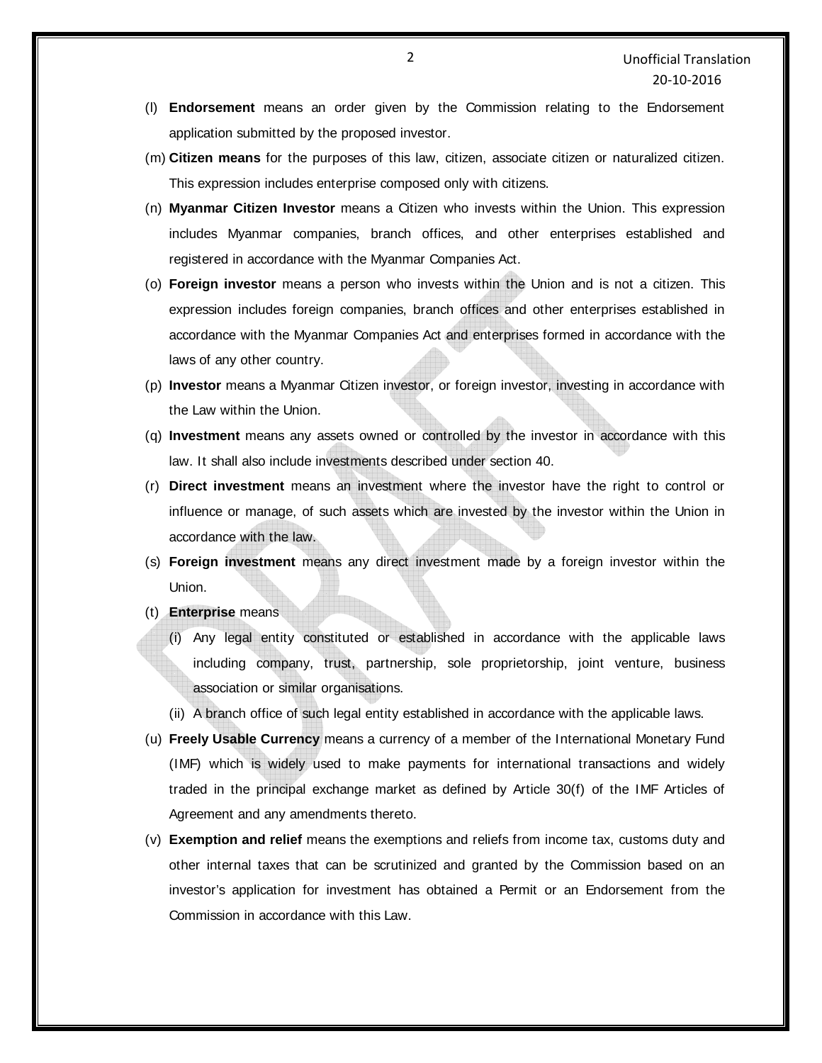(l) **Endorsement** means an order given by the Commission relating to the Endorsement application submitted by the proposed investor.

(m) **Citizen means** for the purposes of this law, citizen, associate citizen or naturalized citizen. This expression includes enterprise composed only with citizens.

(n) **Myanmar Citizen Investor** means a Citizen who invests within the Union. This expression includes Myanmar companies, branch offices, and other enterprises established and registered in accordance with the Myanmar Companies Act.

(o) **Foreign investor** means a person who invests within the Union and is not a citizen. This expression includes foreign companies, branch offices and other enterprises established in accordance with the Myanmar Companies Act and enterprises formed in accordance with the laws of any other country.

(p) **Investor** means a Myanmar Citizen investor, or foreign investor, investing in accordance with the Law within the Union.

(q) **Investment** means any assets owned or controlled by the investor in accordance with this law. It shall also include investments described under section 40.

(r) **Direct investment** means an investment where the investor have the right to control or influence or manage, of such assets which are invested by the investor within the Union in accordance with the law.

(s) **Foreign investment** means any direct investment made by a foreign investor within the Union.

(t) **Enterprise** means

(i) Any legal entity constituted or established in accordance with the applicable laws including company, trust, partnership, sole proprietorship, joint venture, business association or similar organisations.

(ii) A branch office of such legal entity established in accordance with the applicable laws.

(u) **Freely Usable Currency** means a currency of a member of the International Monetary Fund (IMF) which is widely used to make payments for international transactions and widely traded in the principal exchange market as defined by Article 30(f) of the IMF Articles of Agreement and any amendments thereto.

(v) **Exemption and relief** means the exemptions and reliefs from income tax, customs duty and other internal taxes that can be scrutinized and granted by the Commission based on an investor's application for investment has obtained a Permit or an Endorsement from the Commission in accordance with this Law.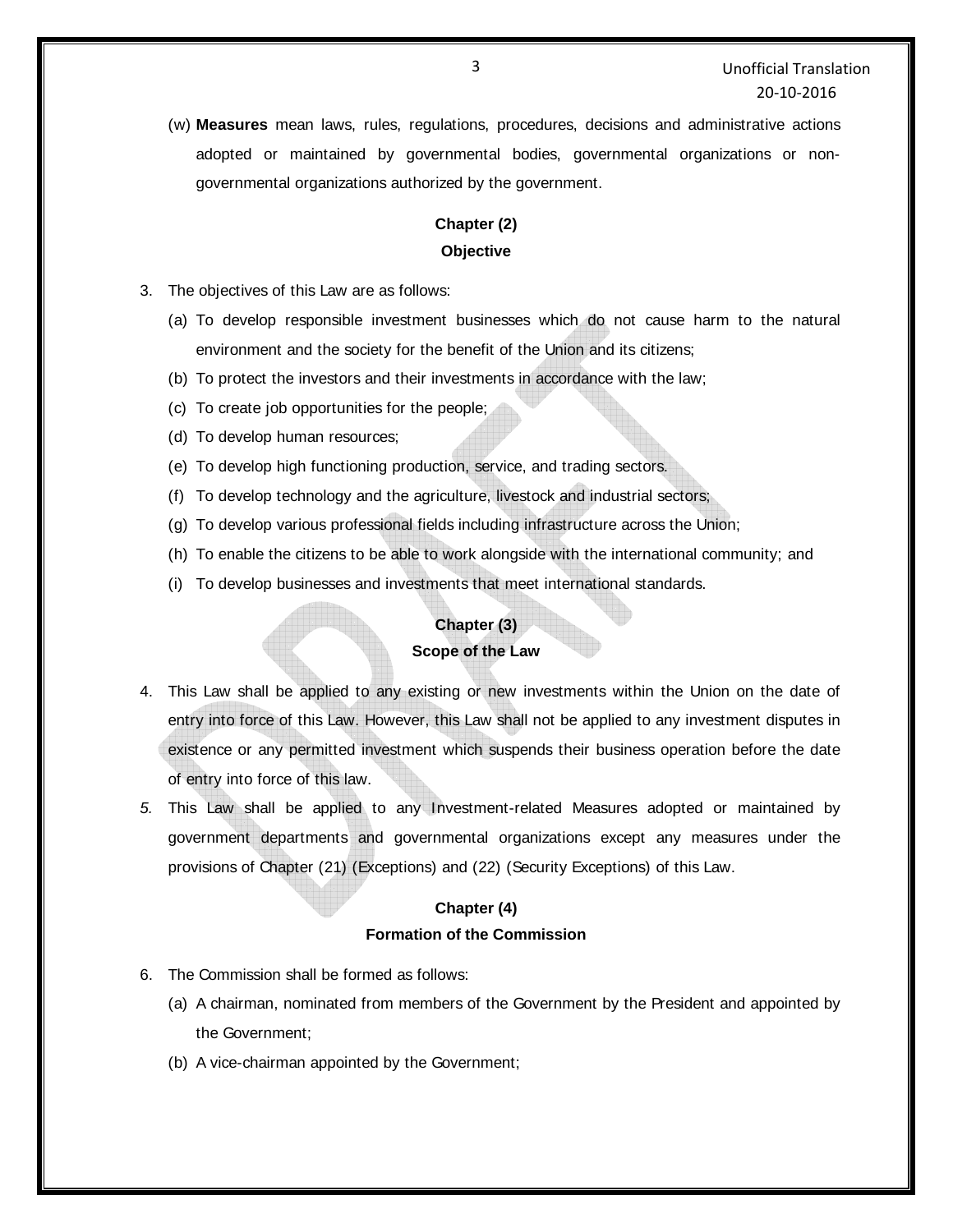(w) **Measures** mean laws, rules, regulations, procedures, decisions and administrative actions adopted or maintained by governmental bodies, governmental organizations or non-governmental organizations authorized by the government.

## Chapter (2)
## Objective

3. The objectives of this Law are as follows:
   (a) To develop responsible investment businesses which do not cause harm to the natural environment and the society for the benefit of the Union and its citizens;
   (b) To protect the investors and their investments in accordance with the law;
   (c) To create job opportunities for the people;
   (d) To develop human resources;
   (e) To develop high functioning production, service, and trading sectors.
   (f) To develop technology and the agriculture, livestock and industrial sectors;
   (g) To develop various professional fields including infrastructure across the Union;
   (h) To enable the citizens to be able to work alongside with the international community; and
   (i) To develop businesses and investments that meet international standards.

## Chapter (3)
## Scope of the Law

4. This Law shall be applied to any existing or new investments within the Union on the date of entry into force of this Law. However, this Law shall not be applied to any investment disputes in existence or any permitted investment which suspends their business operation before the date of entry into force of this law.
5. This Law shall be applied to any Investment-related Measures adopted or maintained by government departments and governmental organizations except any measures under the provisions of Chapter (21) (Exceptions) and (22) (Security Exceptions) of this Law.

## Chapter (4)
## Formation of the Commission

6. The Commission shall be formed as follows:
   (a) A chairman, nominated from members of the Government by the President and appointed by the Government;
   (b) A vice-chairman appointed by the Government;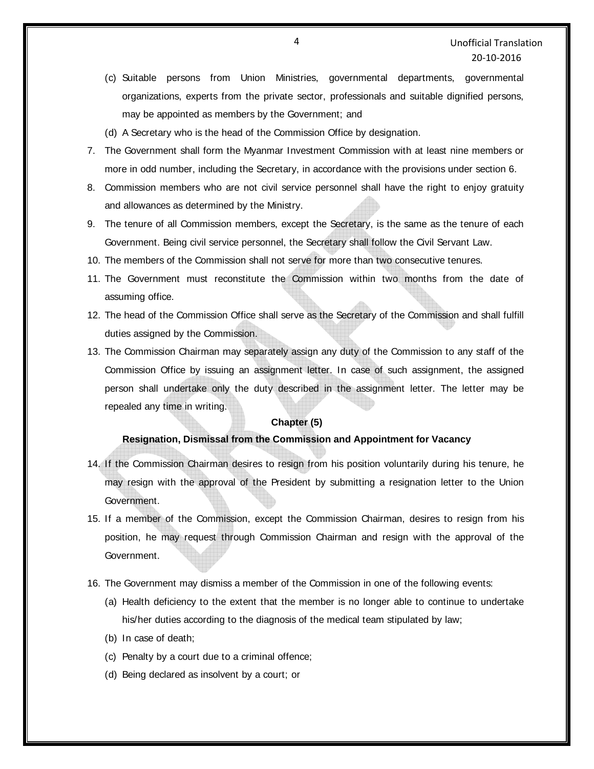(c) Suitable persons from Union Ministries, governmental departments, governmental organizations, experts from the private sector, professionals and suitable dignified persons, may be appointed as members by the Government; and

(d) A Secretary who is the head of the Commission Office by designation.

7. The Government shall form the Myanmar Investment Commission with at least nine members or more in odd number, including the Secretary, in accordance with the provisions under section 6.

8. Commission members who are not civil service personnel shall have the right to enjoy gratuity and allowances as determined by the Ministry.

9. The tenure of all Commission members, except the Secretary, is the same as the tenure of each Government. Being civil service personnel, the Secretary shall follow the Civil Servant Law.

10. The members of the Commission shall not serve for more than two consecutive tenures.

11. The Government must reconstitute the Commission within two months from the date of assuming office.

12. The head of the Commission Office shall serve as the Secretary of the Commission and shall fulfill duties assigned by the Commission.

13. The Commission Chairman may separately assign any duty of the Commission to any staff of the Commission Office by issuing an assignment letter. In case of such assignment, the assigned person shall undertake only the duty described in the assignment letter. The letter may be repealed any time in writing.

## Chapter (5)

### Resignation, Dismissal from the Commission and Appointment for Vacancy

14. If the Commission Chairman desires to resign from his position voluntarily during his tenure, he may resign with the approval of the President by submitting a resignation letter to the Union Government.

15. If a member of the Commission, except the Commission Chairman, desires to resign from his position, he may request through Commission Chairman and resign with the approval of the Government.

16. The Government may dismiss a member of the Commission in one of the following events:

    (a) Health deficiency to the extent that the member is no longer able to continue to undertake his/her duties according to the diagnosis of the medical team stipulated by law;

    (b) In case of death;

    (c) Penalty by a court due to a criminal offence;

    (d) Being declared as insolvent by a court; or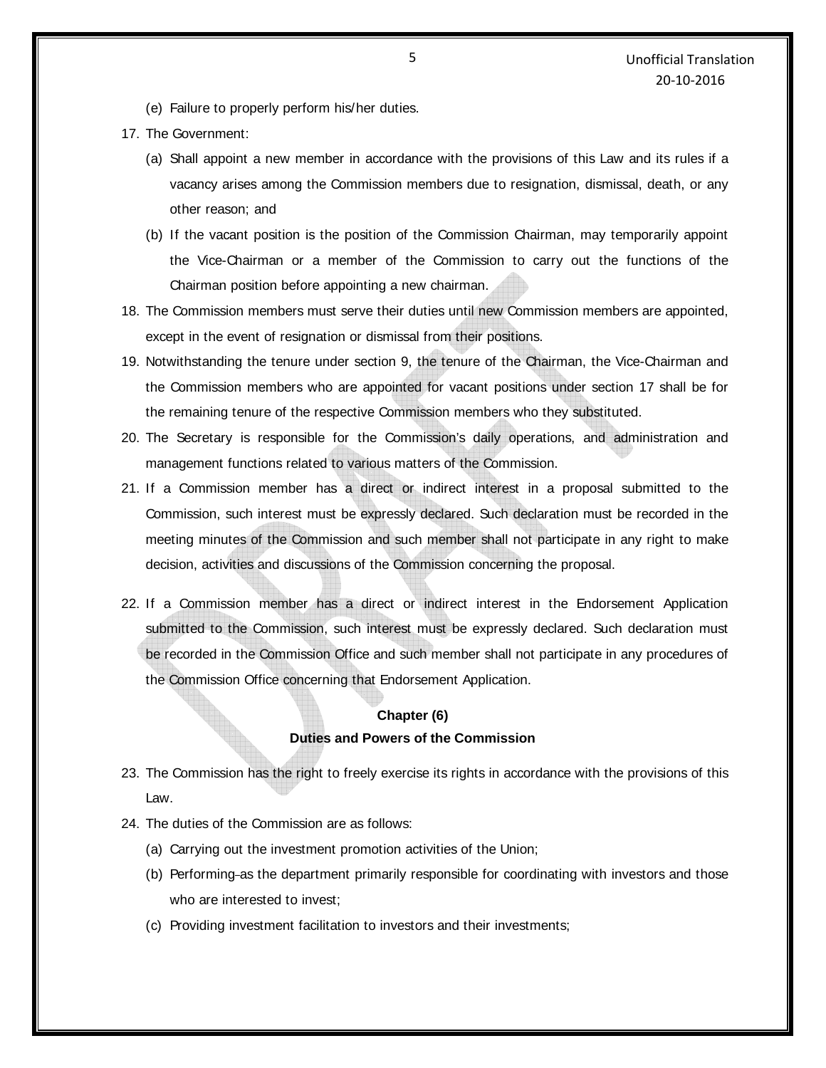(e) Failure to properly perform his/her duties.

17. The Government:

    (a) Shall appoint a new member in accordance with the provisions of this Law and its rules if a vacancy arises among the Commission members due to resignation, dismissal, death, or any other reason; and

    (b) If the vacant position is the position of the Commission Chairman, may temporarily appoint the Vice-Chairman or a member of the Commission to carry out the functions of the Chairman position before appointing a new chairman.

18. The Commission members must serve their duties until new Commission members are appointed, except in the event of resignation or dismissal from their positions.

19. Notwithstanding the tenure under section 9, the tenure of the Chairman, the Vice-Chairman and the Commission members who are appointed for vacant positions under section 17 shall be for the remaining tenure of the respective Commission members who they substituted.

20. The Secretary is responsible for the Commission's daily operations, and administration and management functions related to various matters of the Commission.

21. If a Commission member has a direct or indirect interest in a proposal submitted to the Commission, such interest must be expressly declared. Such declaration must be recorded in the meeting minutes of the Commission and such member shall not participate in any right to make decision, activities and discussions of the Commission concerning the proposal.

22. If a Commission member has a direct or indirect interest in the Endorsement Application submitted to the Commission, such interest must be expressly declared. Such declaration must be recorded in the Commission Office and such member shall not participate in any procedures of the Commission Office concerning that Endorsement Application.

## Chapter (6)
## Duties and Powers of the Commission

23. The Commission has the right to freely exercise its rights in accordance with the provisions of this Law.

24. The duties of the Commission are as follows:

    (a) Carrying out the investment promotion activities of the Union;

    (b) Performing as the department primarily responsible for coordinating with investors and those who are interested to invest;

    (c) Providing investment facilitation to investors and their investments;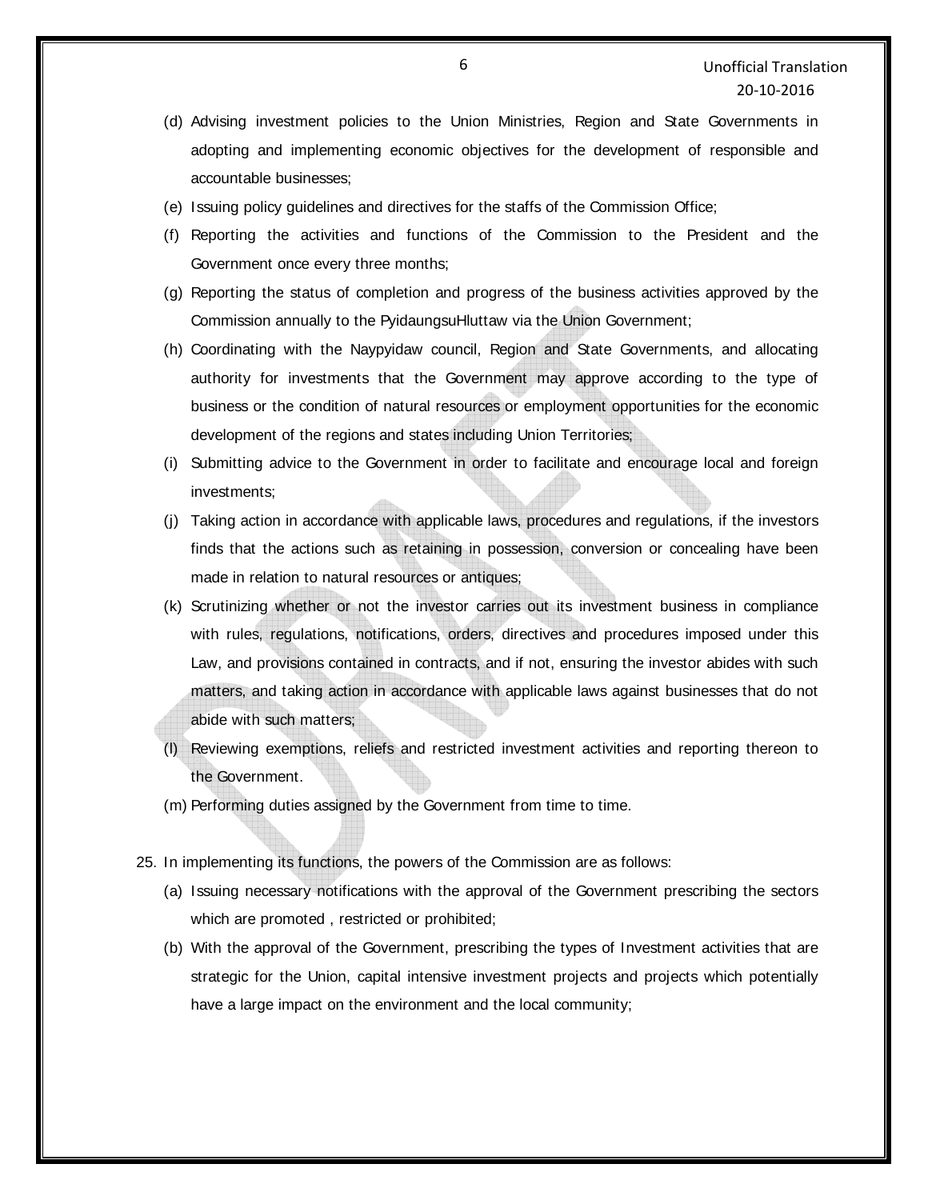(d) Advising investment policies to the Union Ministries, Region and State Governments in adopting and implementing economic objectives for the development of responsible and accountable businesses;

(e) Issuing policy guidelines and directives for the staffs of the Commission Office;

(f) Reporting the activities and functions of the Commission to the President and the Government once every three months;

(g) Reporting the status of completion and progress of the business activities approved by the Commission annually to the PyidaungsuHluttaw via the Union Government;

(h) Coordinating with the Naypyidaw council, Region and State Governments, and allocating authority for investments that the Government may approve according to the type of business or the condition of natural resources or employment opportunities for the economic development of the regions and states including Union Territories;

(i) Submitting advice to the Government in order to facilitate and encourage local and foreign investments;

(j) Taking action in accordance with applicable laws, procedures and regulations, if the investors finds that the actions such as retaining in possession, conversion or concealing have been made in relation to natural resources or antiques;

(k) Scrutinizing whether or not the investor carries out its investment business in compliance with rules, regulations, notifications, orders, directives and procedures imposed under this Law, and provisions contained in contracts, and if not, ensuring the investor abides with such matters, and taking action in accordance with applicable laws against businesses that do not abide with such matters;

(l) Reviewing exemptions, reliefs and restricted investment activities and reporting thereon to the Government.

(m) Performing duties assigned by the Government from time to time.

25. In implementing its functions, the powers of the Commission are as follows:

(a) Issuing necessary notifications with the approval of the Government prescribing the sectors which are promoted , restricted or prohibited;

(b) With the approval of the Government, prescribing the types of Investment activities that are strategic for the Union, capital intensive investment projects and projects which potentially have a large impact on the environment and the local community;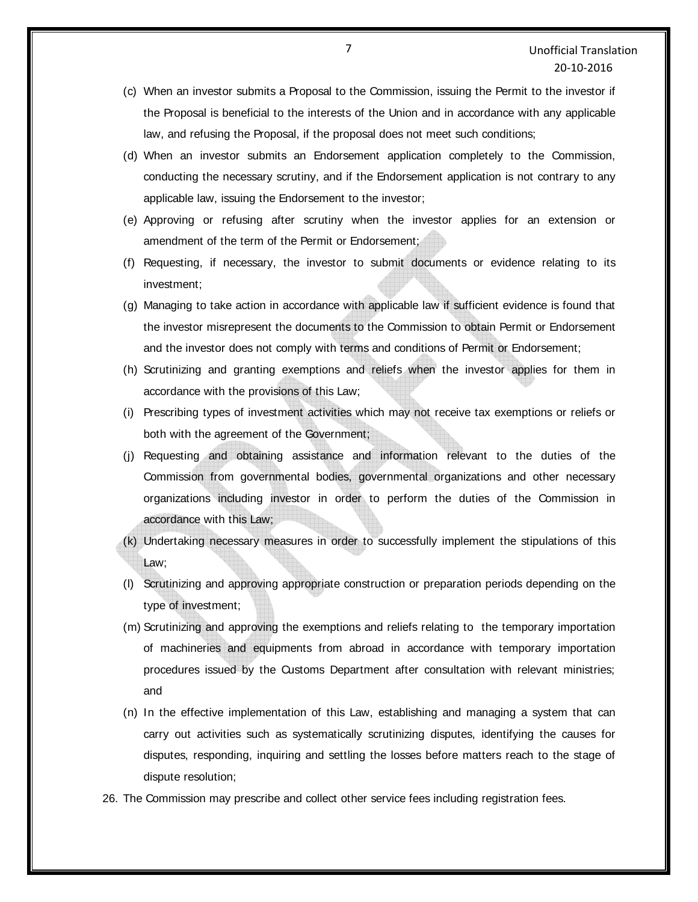(c) When an investor submits a Proposal to the Commission, issuing the Permit to the investor if the Proposal is beneficial to the interests of the Union and in accordance with any applicable law, and refusing the Proposal, if the proposal does not meet such conditions;

(d) When an investor submits an Endorsement application completely to the Commission, conducting the necessary scrutiny, and if the Endorsement application is not contrary to any applicable law, issuing the Endorsement to the investor;

(e) Approving or refusing after scrutiny when the investor applies for an extension or amendment of the term of the Permit or Endorsement;

(f) Requesting, if necessary, the investor to submit documents or evidence relating to its investment;

(g) Managing to take action in accordance with applicable law if sufficient evidence is found that the investor misrepresent the documents to the Commission to obtain Permit or Endorsement and the investor does not comply with terms and conditions of Permit or Endorsement;

(h) Scrutinizing and granting exemptions and reliefs when the investor applies for them in accordance with the provisions of this Law;

(i) Prescribing types of investment activities which may not receive tax exemptions or reliefs or both with the agreement of the Government;

(j) Requesting and obtaining assistance and information relevant to the duties of the Commission from governmental bodies, governmental organizations and other necessary organizations including investor in order to perform the duties of the Commission in accordance with this Law;

(k) Undertaking necessary measures in order to successfully implement the stipulations of this Law;

(l) Scrutinizing and approving appropriate construction or preparation periods depending on the type of investment;

(m) Scrutinizing and approving the exemptions and reliefs relating to the temporary importation of machineries and equipments from abroad in accordance with temporary importation procedures issued by the Customs Department after consultation with relevant ministries; and

(n) In the effective implementation of this Law, establishing and managing a system that can carry out activities such as systematically scrutinizing disputes, identifying the causes for disputes, responding, inquiring and settling the losses before matters reach to the stage of dispute resolution;

26. The Commission may prescribe and collect other service fees including registration fees.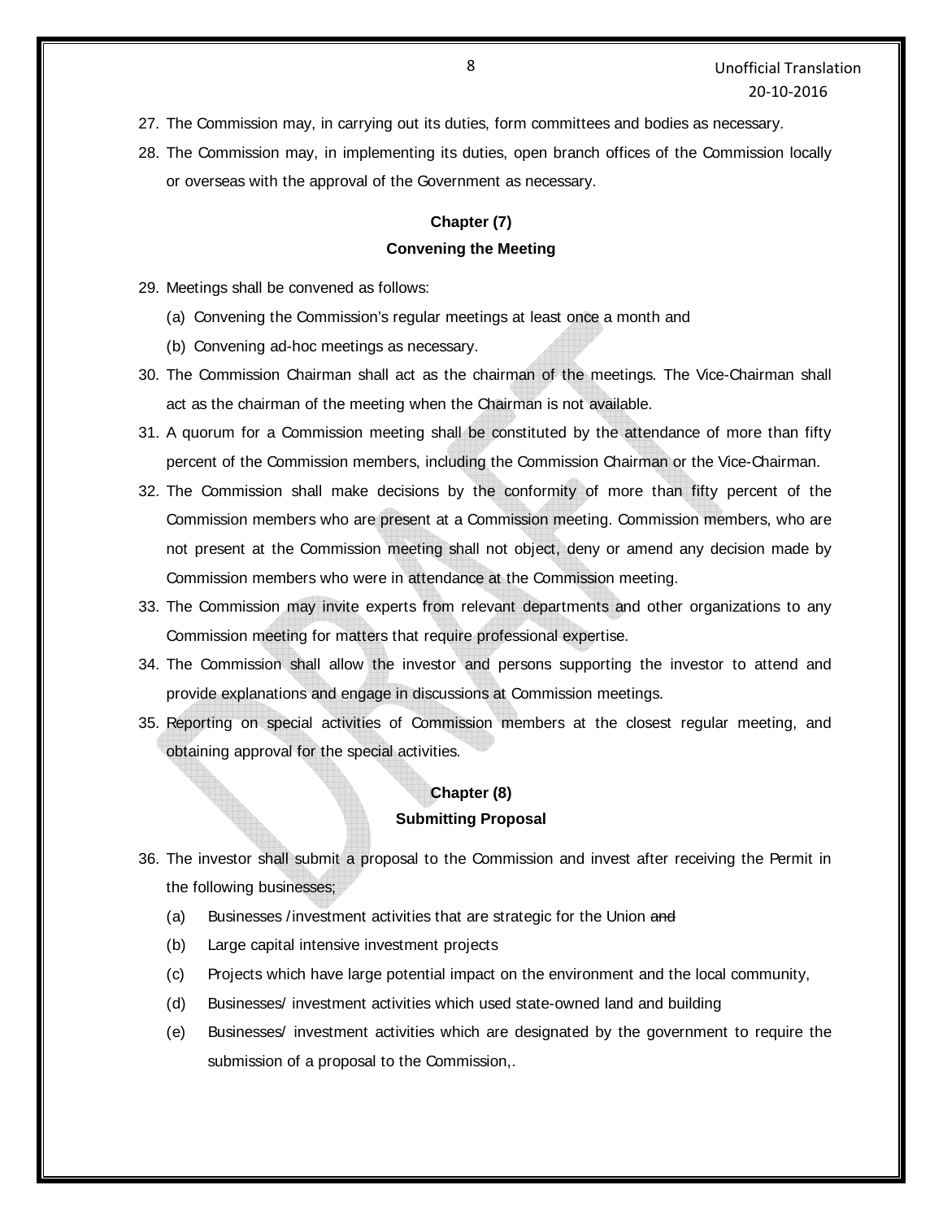27. The Commission may, in carrying out its duties, form committees and bodies as necessary.
28. The Commission may, in implementing its duties, open branch offices of the Commission locally or overseas with the approval of the Government as necessary.

## Chapter (7)
## Convening the Meeting

29. Meetings shall be convened as follows:
    (a) Convening the Commission's regular meetings at least once a month and
    (b) Convening ad-hoc meetings as necessary.
30. The Commission Chairman shall act as the chairman of the meetings. The Vice-Chairman shall act as the chairman of the meeting when the Chairman is not available.
31. A quorum for a Commission meeting shall be constituted by the attendance of more than fifty percent of the Commission members, including the Commission Chairman or the Vice-Chairman.
32. The Commission shall make decisions by the conformity of more than fifty percent of the Commission members who are present at a Commission meeting. Commission members, who are not present at the Commission meeting shall not object, deny or amend any decision made by Commission members who were in attendance at the Commission meeting.
33. The Commission may invite experts from relevant departments and other organizations to any Commission meeting for matters that require professional expertise.
34. The Commission shall allow the investor and persons supporting the investor to attend and provide explanations and engage in discussions at Commission meetings.
35. Reporting on special activities of Commission members at the closest regular meeting, and obtaining approval for the special activities.

## Chapter (8)
## Submitting Proposal

36. The investor shall submit a proposal to the Commission and invest after receiving the Permit in the following businesses;
    (a) Businesses /investment activities that are strategic for the Union ~~and~~
    (b) Large capital intensive investment projects
    (c) Projects which have large potential impact on the environment and the local community,
    (d) Businesses/ investment activities which used state-owned land and building
    (e) Businesses/ investment activities which are designated by the government to require the submission of a proposal to the Commission,.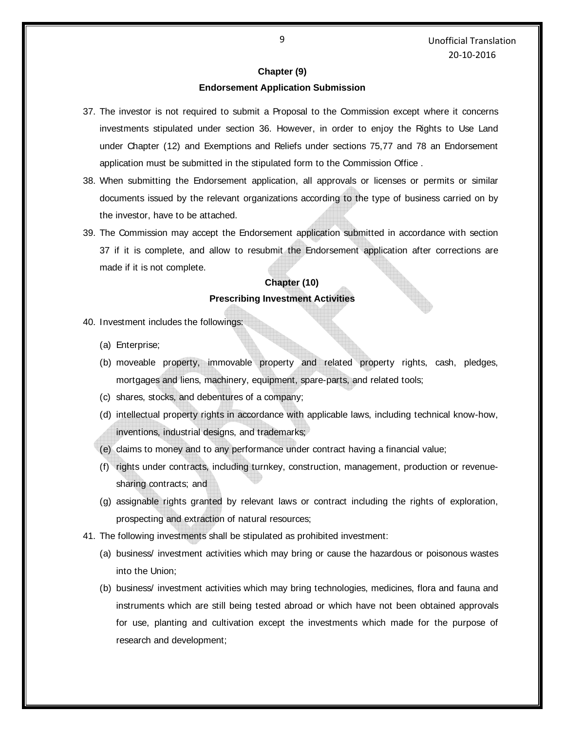## Chapter (9)

### Endorsement Application Submission

37. The investor is not required to submit a Proposal to the Commission except where it concerns investments stipulated under section 36. However, in order to enjoy the Rights to Use Land under Chapter (12) and Exemptions and Reliefs under sections 75,77 and 78 an Endorsement application must be submitted in the stipulated form to the Commission Office .

38. When submitting the Endorsement application, all approvals or licenses or permits or similar documents issued by the relevant organizations according to the type of business carried on by the investor, have to be attached.

39. The Commission may accept the Endorsement application submitted in accordance with section 37 if it is complete, and allow to resubmit the Endorsement application after corrections are made if it is not complete.

## Chapter (10)

### Prescribing Investment Activities

40. Investment includes the followings:

    (a) Enterprise;

    (b) moveable property, immovable property and related property rights, cash, pledges, mortgages and liens, machinery, equipment, spare-parts, and related tools;

    (c) shares, stocks, and debentures of a company;

    (d) intellectual property rights in accordance with applicable laws, including technical know-how, inventions, industrial designs, and trademarks;

    (e) claims to money and to any performance under contract having a financial value;

    (f) rights under contracts, including turnkey, construction, management, production or revenue-sharing contracts; and

    (g) assignable rights granted by relevant laws or contract including the rights of exploration, prospecting and extraction of natural resources;

41. The following investments shall be stipulated as prohibited investment:

    (a) business/ investment activities which may bring or cause the hazardous or poisonous wastes into the Union;

    (b) business/ investment activities which may bring technologies, medicines, flora and fauna and instruments which are still being tested abroad or which have not been obtained approvals for use, planting and cultivation except the investments which made for the purpose of research and development;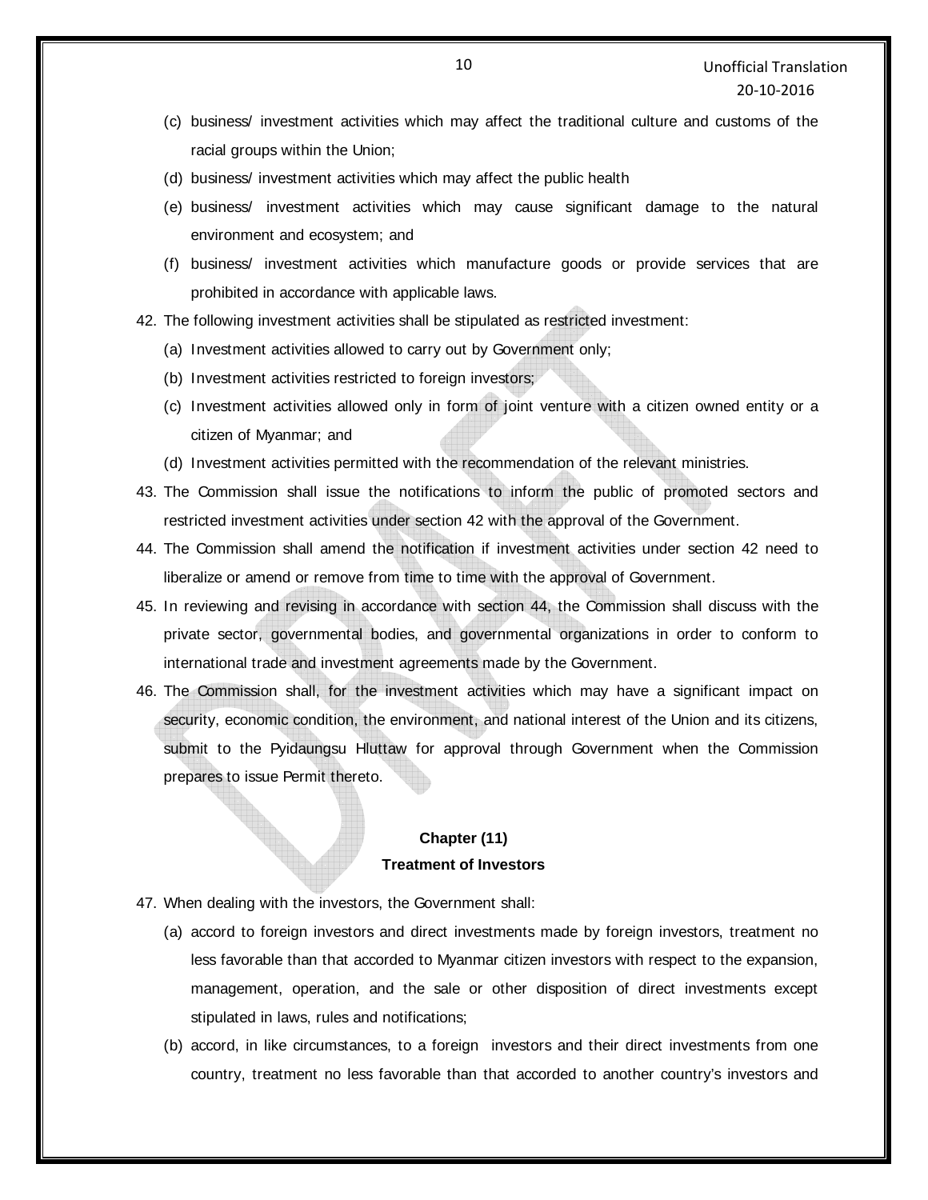(c) business/ investment activities which may affect the traditional culture and customs of the racial groups within the Union;

(d) business/ investment activities which may affect the public health

(e) business/ investment activities which may cause significant damage to the natural environment and ecosystem; and

(f) business/ investment activities which manufacture goods or provide services that are prohibited in accordance with applicable laws.

42. The following investment activities shall be stipulated as restricted investment:

    (a) Investment activities allowed to carry out by Government only;

    (b) Investment activities restricted to foreign investors;

    (c) Investment activities allowed only in form of joint venture with a citizen owned entity or a citizen of Myanmar; and

    (d) Investment activities permitted with the recommendation of the relevant ministries.

43. The Commission shall issue the notifications to inform the public of promoted sectors and restricted investment activities under section 42 with the approval of the Government.

44. The Commission shall amend the notification if investment activities under section 42 need to liberalize or amend or remove from time to time with the approval of Government.

45. In reviewing and revising in accordance with section 44, the Commission shall discuss with the private sector, governmental bodies, and governmental organizations in order to conform to international trade and investment agreements made by the Government.

46. The Commission shall, for the investment activities which may have a significant impact on security, economic condition, the environment, and national interest of the Union and its citizens, submit to the Pyidaungsu Hluttaw for approval through Government when the Commission prepares to issue Permit thereto.

## Chapter (11)

### Treatment of Investors

47. When dealing with the investors, the Government shall:

    (a) accord to foreign investors and direct investments made by foreign investors, treatment no less favorable than that accorded to Myanmar citizen investors with respect to the expansion, management, operation, and the sale or other disposition of direct investments except stipulated in laws, rules and notifications;

    (b) accord, in like circumstances, to a foreign investors and their direct investments from one country, treatment no less favorable than that accorded to another country's investors and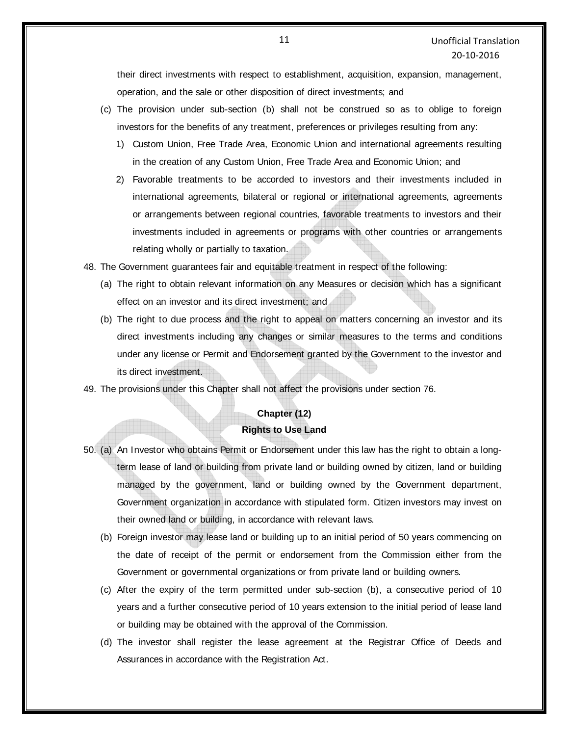their direct investments with respect to establishment, acquisition, expansion, management, operation, and the sale or other disposition of direct investments; and

(c) The provision under sub-section (b) shall not be construed so as to oblige to foreign investors for the benefits of any treatment, preferences or privileges resulting from any:

1) Custom Union, Free Trade Area, Economic Union and international agreements resulting in the creation of any Custom Union, Free Trade Area and Economic Union; and

2) Favorable treatments to be accorded to investors and their investments included in international agreements, bilateral or regional or international agreements, agreements or arrangements between regional countries, favorable treatments to investors and their investments included in agreements or programs with other countries or arrangements relating wholly or partially to taxation.

48. The Government guarantees fair and equitable treatment in respect of the following:

(a) The right to obtain relevant information on any Measures or decision which has a significant effect on an investor and its direct investment; and

(b) The right to due process and the right to appeal on matters concerning an investor and its direct investments including any changes or similar measures to the terms and conditions under any license or Permit and Endorsement granted by the Government to the investor and its direct investment.

49. The provisions under this Chapter shall not affect the provisions under section 76.

## Chapter (12)
## Rights to Use Land

50. (a) An Investor who obtains Permit or Endorsement under this law has the right to obtain a long-term lease of land or building from private land or building owned by citizen, land or building managed by the government, land or building owned by the Government department, Government organization in accordance with stipulated form. Citizen investors may invest on their owned land or building, in accordance with relevant laws.

(b) Foreign investor may lease land or building up to an initial period of 50 years commencing on the date of receipt of the permit or endorsement from the Commission either from the Government or governmental organizations or from private land or building owners.

(c) After the expiry of the term permitted under sub-section (b), a consecutive period of 10 years and a further consecutive period of 10 years extension to the initial period of lease land or building may be obtained with the approval of the Commission.

(d) The investor shall register the lease agreement at the Registrar Office of Deeds and Assurances in accordance with the Registration Act.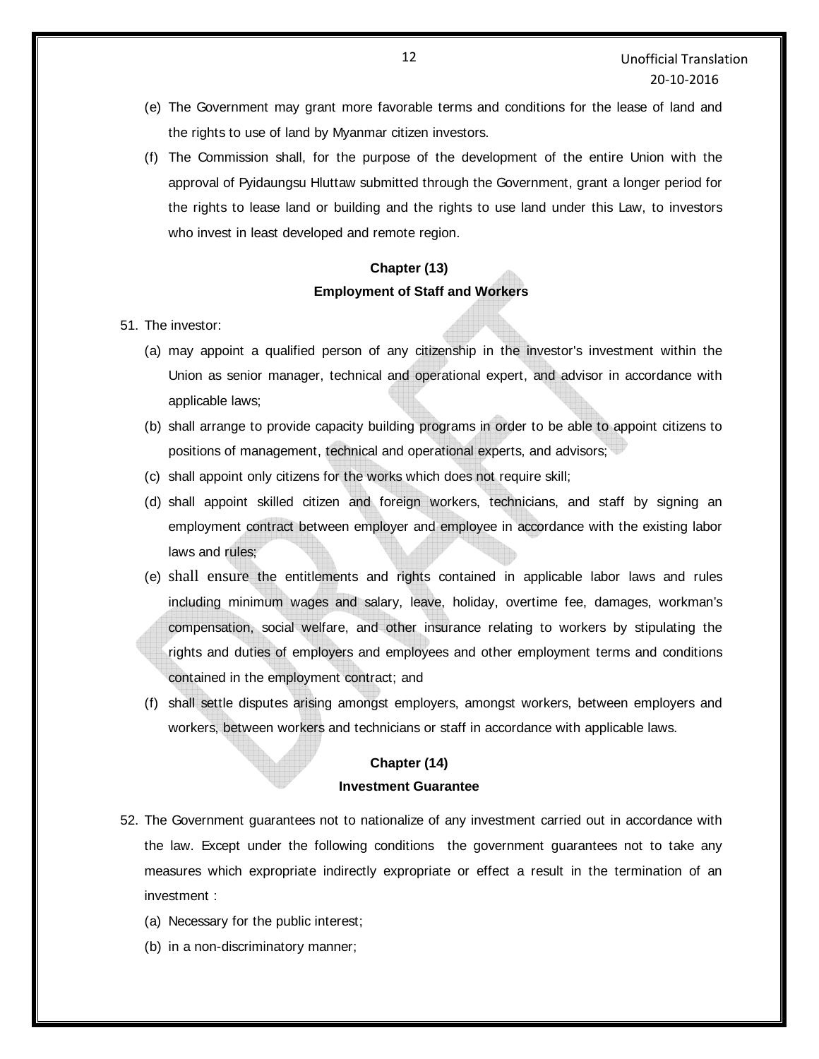(e) The Government may grant more favorable terms and conditions for the lease of land and the rights to use of land by Myanmar citizen investors.

(f) The Commission shall, for the purpose of the development of the entire Union with the approval of Pyidaungsu Hluttaw submitted through the Government, grant a longer period for the rights to lease land or building and the rights to use land under this Law, to investors who invest in least developed and remote region.

## Chapter (13)
## Employment of Staff and Workers

51. The investor:

(a) may appoint a qualified person of any citizenship in the investor's investment within the Union as senior manager, technical and operational expert, and advisor in accordance with applicable laws;

(b) shall arrange to provide capacity building programs in order to be able to appoint citizens to positions of management, technical and operational experts, and advisors;

(c) shall appoint only citizens for the works which does not require skill;

(d) shall appoint skilled citizen and foreign workers, technicians, and staff by signing an employment contract between employer and employee in accordance with the existing labor laws and rules;

(e) shall ensure the entitlements and rights contained in applicable labor laws and rules including minimum wages and salary, leave, holiday, overtime fee, damages, workman's compensation, social welfare, and other insurance relating to workers by stipulating the rights and duties of employers and employees and other employment terms and conditions contained in the employment contract; and

(f) shall settle disputes arising amongst employers, amongst workers, between employers and workers, between workers and technicians or staff in accordance with applicable laws.

## Chapter (14)
## Investment Guarantee

52. The Government guarantees not to nationalize of any investment carried out in accordance with the law. Except under the following conditions the government guarantees not to take any measures which expropriate indirectly expropriate or effect a result in the termination of an investment :

(a) Necessary for the public interest;

(b) in a non-discriminatory manner;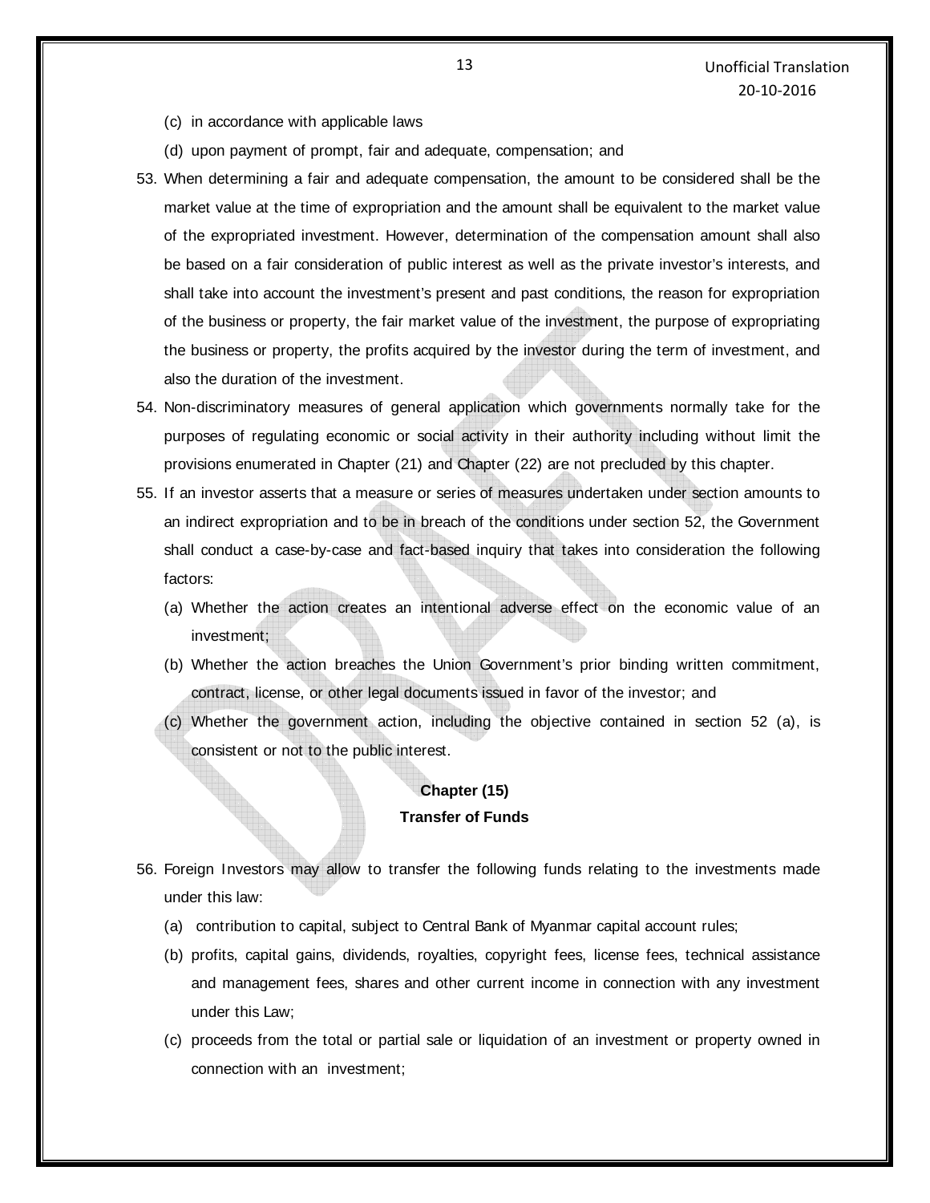(c) in accordance with applicable laws

(d) upon payment of prompt, fair and adequate, compensation; and

53. When determining a fair and adequate compensation, the amount to be considered shall be the market value at the time of expropriation and the amount shall be equivalent to the market value of the expropriated investment. However, determination of the compensation amount shall also be based on a fair consideration of public interest as well as the private investor's interests, and shall take into account the investment's present and past conditions, the reason for expropriation of the business or property, the fair market value of the investment, the purpose of expropriating the business or property, the profits acquired by the investor during the term of investment, and also the duration of the investment.

54. Non-discriminatory measures of general application which governments normally take for the purposes of regulating economic or social activity in their authority including without limit the provisions enumerated in Chapter (21) and Chapter (22) are not precluded by this chapter.

55. If an investor asserts that a measure or series of measures undertaken under section amounts to an indirect expropriation and to be in breach of the conditions under section 52, the Government shall conduct a case-by-case and fact-based inquiry that takes into consideration the following factors:

   (a) Whether the action creates an intentional adverse effect on the economic value of an investment;

   (b) Whether the action breaches the Union Government's prior binding written commitment, contract, license, or other legal documents issued in favor of the investor; and

   (c) Whether the government action, including the objective contained in section 52 (a), is consistent or not to the public interest.

## Chapter (15)
## Transfer of Funds

56. Foreign Investors may allow to transfer the following funds relating to the investments made under this law:

   (a) contribution to capital, subject to Central Bank of Myanmar capital account rules;

   (b) profits, capital gains, dividends, royalties, copyright fees, license fees, technical assistance and management fees, shares and other current income in connection with any investment under this Law;

   (c) proceeds from the total or partial sale or liquidation of an investment or property owned in connection with an investment;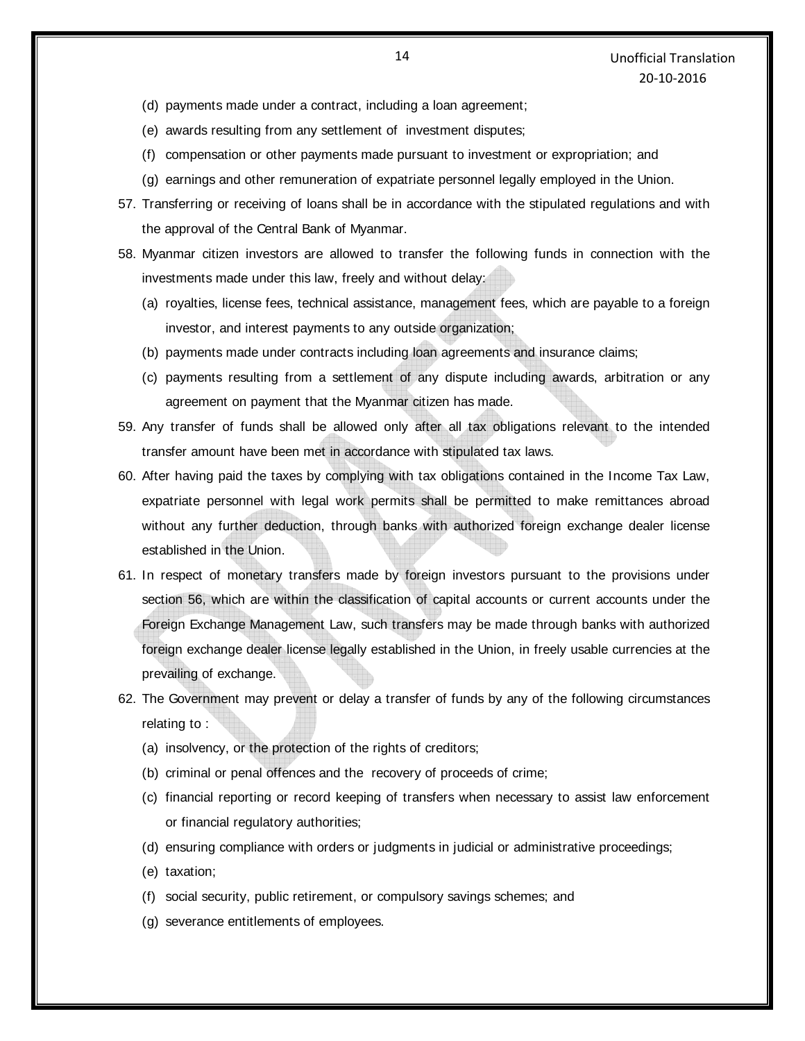(d) payments made under a contract, including a loan agreement;

(e) awards resulting from any settlement of investment disputes;

(f) compensation or other payments made pursuant to investment or expropriation; and

(g) earnings and other remuneration of expatriate personnel legally employed in the Union.

57. Transferring or receiving of loans shall be in accordance with the stipulated regulations and with the approval of the Central Bank of Myanmar.

58. Myanmar citizen investors are allowed to transfer the following funds in connection with the investments made under this law, freely and without delay:

    (a) royalties, license fees, technical assistance, management fees, which are payable to a foreign investor, and interest payments to any outside organization;

    (b) payments made under contracts including loan agreements and insurance claims;

    (c) payments resulting from a settlement of any dispute including awards, arbitration or any agreement on payment that the Myanmar citizen has made.

59. Any transfer of funds shall be allowed only after all tax obligations relevant to the intended transfer amount have been met in accordance with stipulated tax laws.

60. After having paid the taxes by complying with tax obligations contained in the Income Tax Law, expatriate personnel with legal work permits shall be permitted to make remittances abroad without any further deduction, through banks with authorized foreign exchange dealer license established in the Union.

61. In respect of monetary transfers made by foreign investors pursuant to the provisions under section 56, which are within the classification of capital accounts or current accounts under the Foreign Exchange Management Law, such transfers may be made through banks with authorized foreign exchange dealer license legally established in the Union, in freely usable currencies at the prevailing of exchange.

62. The Government may prevent or delay a transfer of funds by any of the following circumstances relating to :

    (a) insolvency, or the protection of the rights of creditors;

    (b) criminal or penal offences and the recovery of proceeds of crime;

    (c) financial reporting or record keeping of transfers when necessary to assist law enforcement or financial regulatory authorities;

    (d) ensuring compliance with orders or judgments in judicial or administrative proceedings;

    (e) taxation;

    (f) social security, public retirement, or compulsory savings schemes; and

    (g) severance entitlements of employees.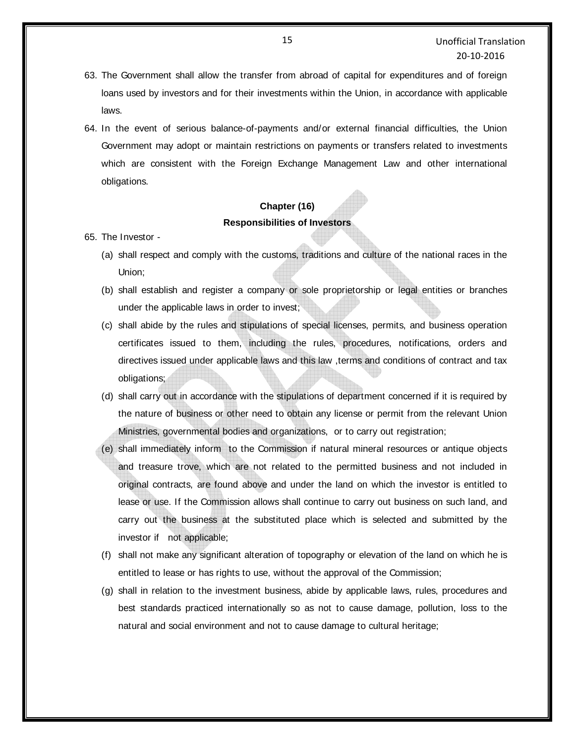63. The Government shall allow the transfer from abroad of capital for expenditures and of foreign loans used by investors and for their investments within the Union, in accordance with applicable laws.

64. In the event of serious balance-of-payments and/or external financial difficulties, the Union Government may adopt or maintain restrictions on payments or transfers related to investments which are consistent with the Foreign Exchange Management Law and other international obligations.

## Chapter (16)

## Responsibilities of Investors

65. The Investor -

    (a) shall respect and comply with the customs, traditions and culture of the national races in the Union;

    (b) shall establish and register a company or sole proprietorship or legal entities or branches under the applicable laws in order to invest;

    (c) shall abide by the rules and stipulations of special licenses, permits, and business operation certificates issued to them, including the rules, procedures, notifications, orders and directives issued under applicable laws and this law ,terms and conditions of contract and tax obligations;

    (d) shall carry out in accordance with the stipulations of department concerned if it is required by the nature of business or other need to obtain any license or permit from the relevant Union Ministries, governmental bodies and organizations, or to carry out registration;

    (e) shall immediately inform to the Commission if natural mineral resources or antique objects and treasure trove, which are not related to the permitted business and not included in original contracts, are found above and under the land on which the investor is entitled to lease or use. If the Commission allows shall continue to carry out business on such land, and carry out the business at the substituted place which is selected and submitted by the investor if not applicable;

    (f) shall not make any significant alteration of topography or elevation of the land on which he is entitled to lease or has rights to use, without the approval of the Commission;

    (g) shall in relation to the investment business, abide by applicable laws, rules, procedures and best standards practiced internationally so as not to cause damage, pollution, loss to the natural and social environment and not to cause damage to cultural heritage;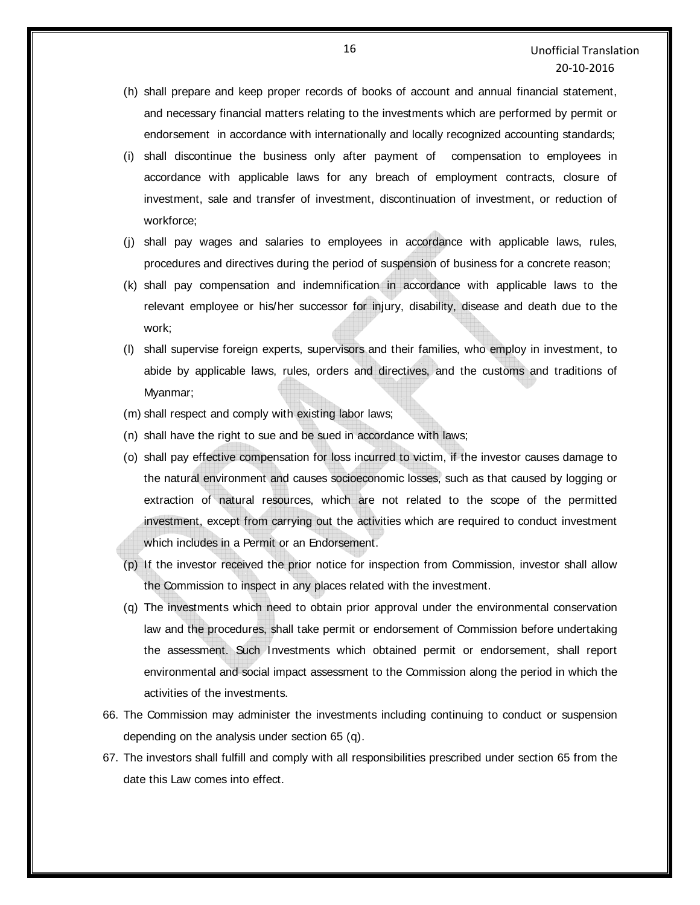(h) shall prepare and keep proper records of books of account and annual financial statement, and necessary financial matters relating to the investments which are performed by permit or endorsement in accordance with internationally and locally recognized accounting standards;

(i) shall discontinue the business only after payment of compensation to employees in accordance with applicable laws for any breach of employment contracts, closure of investment, sale and transfer of investment, discontinuation of investment, or reduction of workforce;

(j) shall pay wages and salaries to employees in accordance with applicable laws, rules, procedures and directives during the period of suspension of business for a concrete reason;

(k) shall pay compensation and indemnification in accordance with applicable laws to the relevant employee or his/her successor for injury, disability, disease and death due to the work;

(l) shall supervise foreign experts, supervisors and their families, who employ in investment, to abide by applicable laws, rules, orders and directives, and the customs and traditions of Myanmar;

(m) shall respect and comply with existing labor laws;

(n) shall have the right to sue and be sued in accordance with laws;

(o) shall pay effective compensation for loss incurred to victim, if the investor causes damage to the natural environment and causes socioeconomic losses, such as that caused by logging or extraction of natural resources, which are not related to the scope of the permitted investment, except from carrying out the activities which are required to conduct investment which includes in a Permit or an Endorsement.

(p) If the investor received the prior notice for inspection from Commission, investor shall allow the Commission to inspect in any places related with the investment.

(q) The investments which need to obtain prior approval under the environmental conservation law and the procedures, shall take permit or endorsement of Commission before undertaking the assessment. Such Investments which obtained permit or endorsement, shall report environmental and social impact assessment to the Commission along the period in which the activities of the investments.

66. The Commission may administer the investments including continuing to conduct or suspension depending on the analysis under section 65 (q).

67. The investors shall fulfill and comply with all responsibilities prescribed under section 65 from the date this Law comes into effect.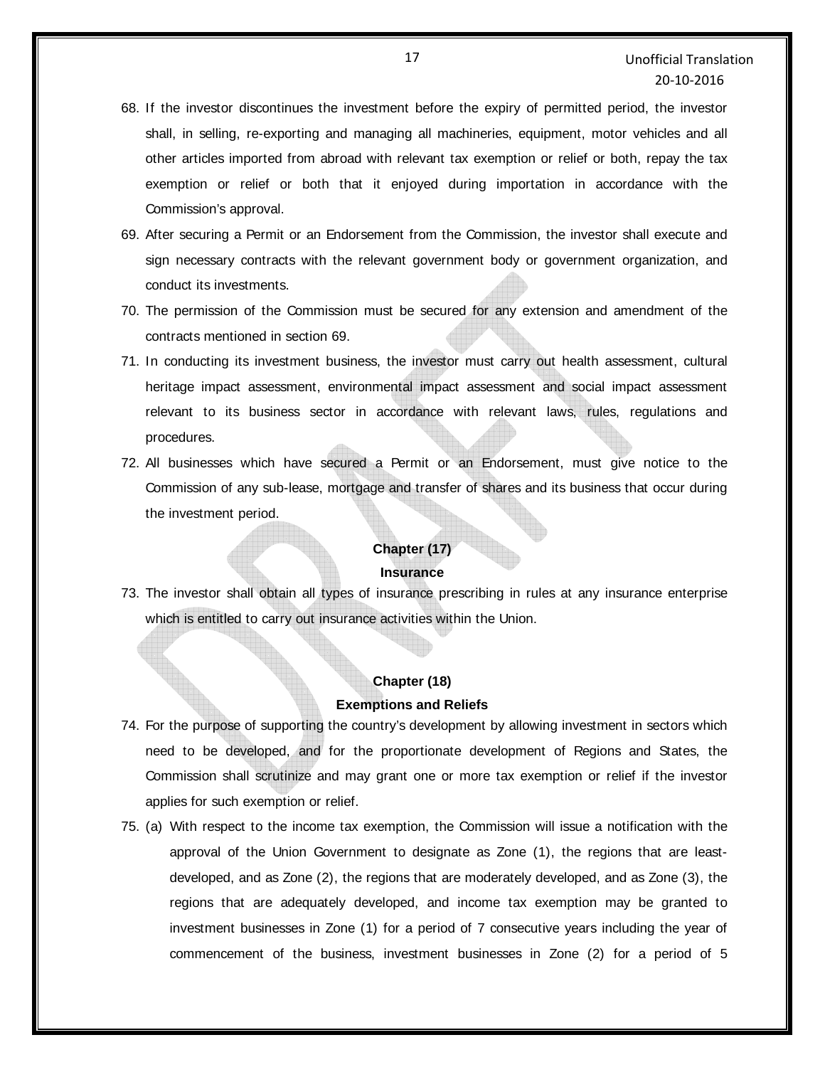68. If the investor discontinues the investment before the expiry of permitted period, the investor shall, in selling, re-exporting and managing all machineries, equipment, motor vehicles and all other articles imported from abroad with relevant tax exemption or relief or both, repay the tax exemption or relief or both that it enjoyed during importation in accordance with the Commission's approval.

69. After securing a Permit or an Endorsement from the Commission, the investor shall execute and sign necessary contracts with the relevant government body or government organization, and conduct its investments.

70. The permission of the Commission must be secured for any extension and amendment of the contracts mentioned in section 69.

71. In conducting its investment business, the investor must carry out health assessment, cultural heritage impact assessment, environmental impact assessment and social impact assessment relevant to its business sector in accordance with relevant laws, rules, regulations and procedures.

72. All businesses which have secured a Permit or an Endorsement, must give notice to the Commission of any sub-lease, mortgage and transfer of shares and its business that occur during the investment period.

## Chapter (17)

### Insurance

73. The investor shall obtain all types of insurance prescribing in rules at any insurance enterprise which is entitled to carry out insurance activities within the Union.

## Chapter (18)

### Exemptions and Reliefs

74. For the purpose of supporting the country's development by allowing investment in sectors which need to be developed, and for the proportionate development of Regions and States, the Commission shall scrutinize and may grant one or more tax exemption or relief if the investor applies for such exemption or relief.

75. (a) With respect to the income tax exemption, the Commission will issue a notification with the approval of the Union Government to designate as Zone (1), the regions that are least-developed, and as Zone (2), the regions that are moderately developed, and as Zone (3), the regions that are adequately developed, and income tax exemption may be granted to investment businesses in Zone (1) for a period of 7 consecutive years including the year of commencement of the business, investment businesses in Zone (2) for a period of 5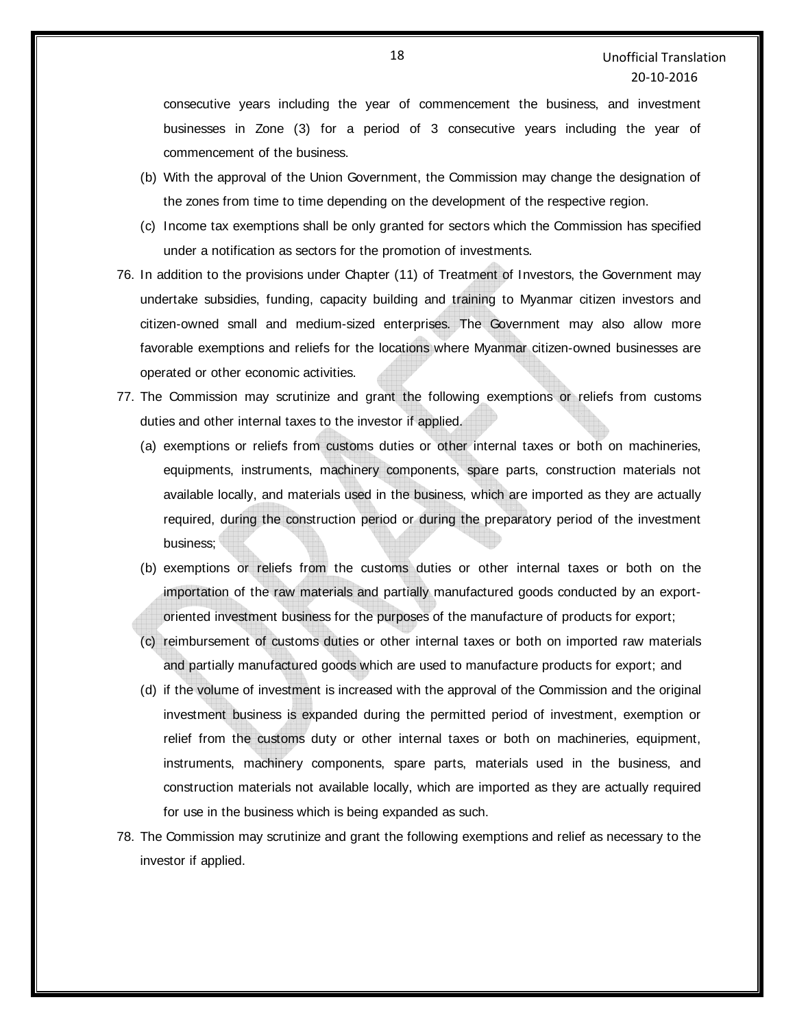consecutive years including the year of commencement the business, and investment businesses in Zone (3) for a period of 3 consecutive years including the year of commencement of the business.

(b) With the approval of the Union Government, the Commission may change the designation of the zones from time to time depending on the development of the respective region.

(c) Income tax exemptions shall be only granted for sectors which the Commission has specified under a notification as sectors for the promotion of investments.

76. In addition to the provisions under Chapter (11) of Treatment of Investors, the Government may undertake subsidies, funding, capacity building and training to Myanmar citizen investors and citizen-owned small and medium-sized enterprises. The Government may also allow more favorable exemptions and reliefs for the locations where Myanmar citizen-owned businesses are operated or other economic activities.

77. The Commission may scrutinize and grant the following exemptions or reliefs from customs duties and other internal taxes to the investor if applied.

(a) exemptions or reliefs from customs duties or other internal taxes or both on machineries, equipments, instruments, machinery components, spare parts, construction materials not available locally, and materials used in the business, which are imported as they are actually required, during the construction period or during the preparatory period of the investment business;

(b) exemptions or reliefs from the customs duties or other internal taxes or both on the importation of the raw materials and partially manufactured goods conducted by an export-oriented investment business for the purposes of the manufacture of products for export;

(c) reimbursement of customs duties or other internal taxes or both on imported raw materials and partially manufactured goods which are used to manufacture products for export; and

(d) if the volume of investment is increased with the approval of the Commission and the original investment business is expanded during the permitted period of investment, exemption or relief from the customs duty or other internal taxes or both on machineries, equipment, instruments, machinery components, spare parts, materials used in the business, and construction materials not available locally, which are imported as they are actually required for use in the business which is being expanded as such.

78. The Commission may scrutinize and grant the following exemptions and relief as necessary to the investor if applied.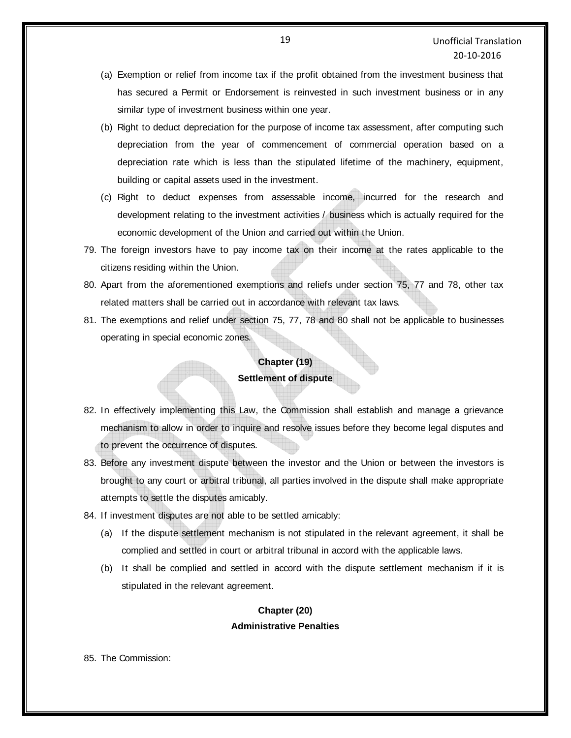(a) Exemption or relief from income tax if the profit obtained from the investment business that has secured a Permit or Endorsement is reinvested in such investment business or in any similar type of investment business within one year.

(b) Right to deduct depreciation for the purpose of income tax assessment, after computing such depreciation from the year of commencement of commercial operation based on a depreciation rate which is less than the stipulated lifetime of the machinery, equipment, building or capital assets used in the investment.

(c) Right to deduct expenses from assessable income, incurred for the research and development relating to the investment activities / business which is actually required for the economic development of the Union and carried out within the Union.

79. The foreign investors have to pay income tax on their income at the rates applicable to the citizens residing within the Union.

80. Apart from the aforementioned exemptions and reliefs under section 75, 77 and 78, other tax related matters shall be carried out in accordance with relevant tax laws.

81. The exemptions and relief under section 75, 77, 78 and 80 shall not be applicable to businesses operating in special economic zones.

## Chapter (19)
## Settlement of dispute

82. In effectively implementing this Law, the Commission shall establish and manage a grievance mechanism to allow in order to inquire and resolve issues before they become legal disputes and to prevent the occurrence of disputes.

83. Before any investment dispute between the investor and the Union or between the investors is brought to any court or arbitral tribunal, all parties involved in the dispute shall make appropriate attempts to settle the disputes amicably.

84. If investment disputes are not able to be settled amicably:

(a) If the dispute settlement mechanism is not stipulated in the relevant agreement, it shall be complied and settled in court or arbitral tribunal in accord with the applicable laws.

(b) It shall be complied and settled in accord with the dispute settlement mechanism if it is stipulated in the relevant agreement.

## Chapter (20)
## Administrative Penalties

85. The Commission: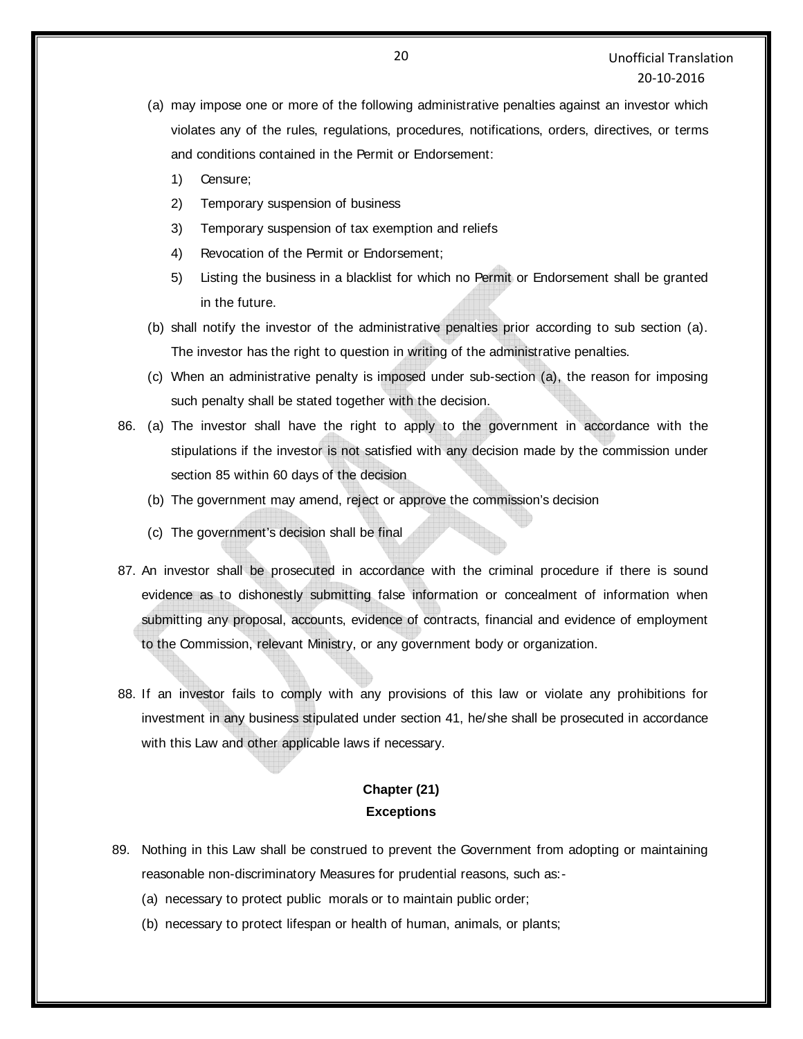(a) may impose one or more of the following administrative penalties against an investor which violates any of the rules, regulations, procedures, notifications, orders, directives, or terms and conditions contained in the Permit or Endorsement:

1) Censure;
2) Temporary suspension of business
3) Temporary suspension of tax exemption and reliefs
4) Revocation of the Permit or Endorsement;
5) Listing the business in a blacklist for which no Permit or Endorsement shall be granted in the future.

(b) shall notify the investor of the administrative penalties prior according to sub section (a). The investor has the right to question in writing of the administrative penalties.

(c) When an administrative penalty is imposed under sub-section (a), the reason for imposing such penalty shall be stated together with the decision.

86. (a) The investor shall have the right to apply to the government in accordance with the stipulations if the investor is not satisfied with any decision made by the commission under section 85 within 60 days of the decision

(b) The government may amend, reject or approve the commission's decision

(c) The government's decision shall be final

87. An investor shall be prosecuted in accordance with the criminal procedure if there is sound evidence as to dishonestly submitting false information or concealment of information when submitting any proposal, accounts, evidence of contracts, financial and evidence of employment to the Commission, relevant Ministry, or any government body or organization.

88. If an investor fails to comply with any provisions of this law or violate any prohibitions for investment in any business stipulated under section 41, he/she shall be prosecuted in accordance with this Law and other applicable laws if necessary.

## Chapter (21)
## Exceptions

89. Nothing in this Law shall be construed to prevent the Government from adopting or maintaining reasonable non-discriminatory Measures for prudential reasons, such as:-

(a) necessary to protect public morals or to maintain public order;

(b) necessary to protect lifespan or health of human, animals, or plants;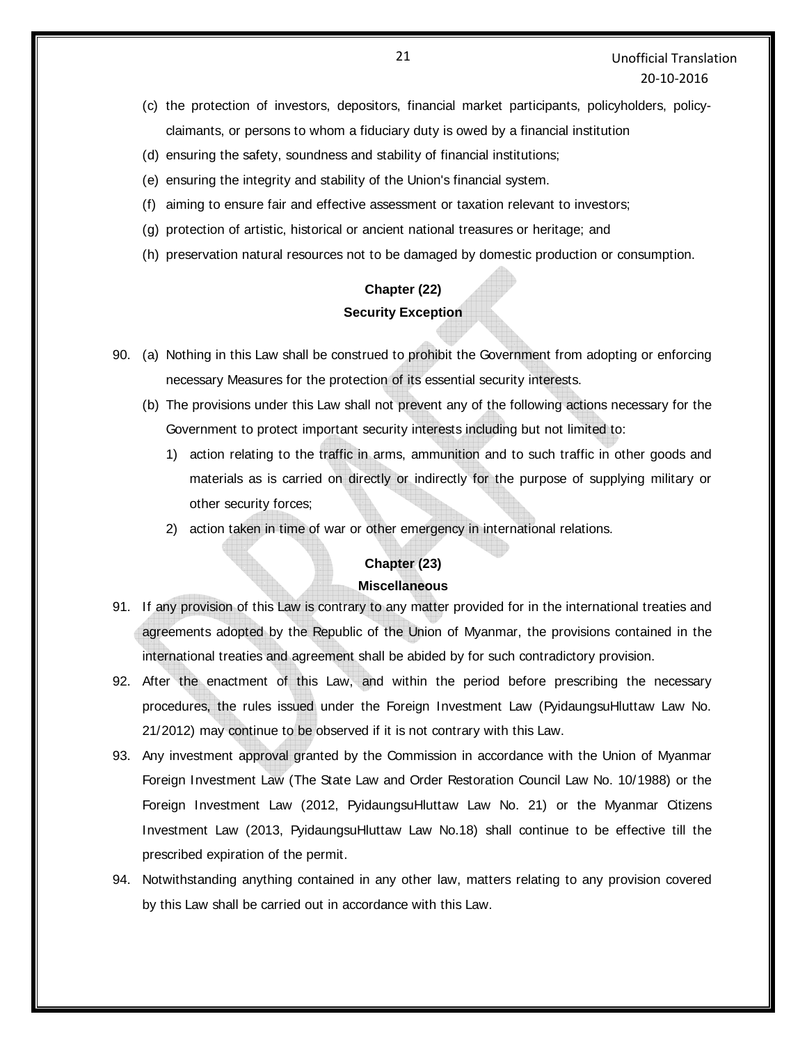(c) the protection of investors, depositors, financial market participants, policyholders, policy-claimants, or persons to whom a fiduciary duty is owed by a financial institution

(d) ensuring the safety, soundness and stability of financial institutions;

(e) ensuring the integrity and stability of the Union's financial system.

(f) aiming to ensure fair and effective assessment or taxation relevant to investors;

(g) protection of artistic, historical or ancient national treasures or heritage; and

(h) preservation natural resources not to be damaged by domestic production or consumption.

## Chapter (22)
## Security Exception

90. (a) Nothing in this Law shall be construed to prohibit the Government from adopting or enforcing necessary Measures for the protection of its essential security interests.

    (b) The provisions under this Law shall not prevent any of the following actions necessary for the Government to protect important security interests including but not limited to:

    1) action relating to the traffic in arms, ammunition and to such traffic in other goods and materials as is carried on directly or indirectly for the purpose of supplying military or other security forces;

    2) action taken in time of war or other emergency in international relations.

## Chapter (23)
## Miscellaneous

91. If any provision of this Law is contrary to any matter provided for in the international treaties and agreements adopted by the Republic of the Union of Myanmar, the provisions contained in the international treaties and agreement shall be abided by for such contradictory provision.

92. After the enactment of this Law, and within the period before prescribing the necessary procedures, the rules issued under the Foreign Investment Law (PyidaungsuHluttaw Law No. 21/2012) may continue to be observed if it is not contrary with this Law.

93. Any investment approval granted by the Commission in accordance with the Union of Myanmar Foreign Investment Law (The State Law and Order Restoration Council Law No. 10/1988) or the Foreign Investment Law (2012, PyidaungsuHluttaw Law No. 21) or the Myanmar Citizens Investment Law (2013, PyidaungsuHluttaw Law No.18) shall continue to be effective till the prescribed expiration of the permit.

94. Notwithstanding anything contained in any other law, matters relating to any provision covered by this Law shall be carried out in accordance with this Law.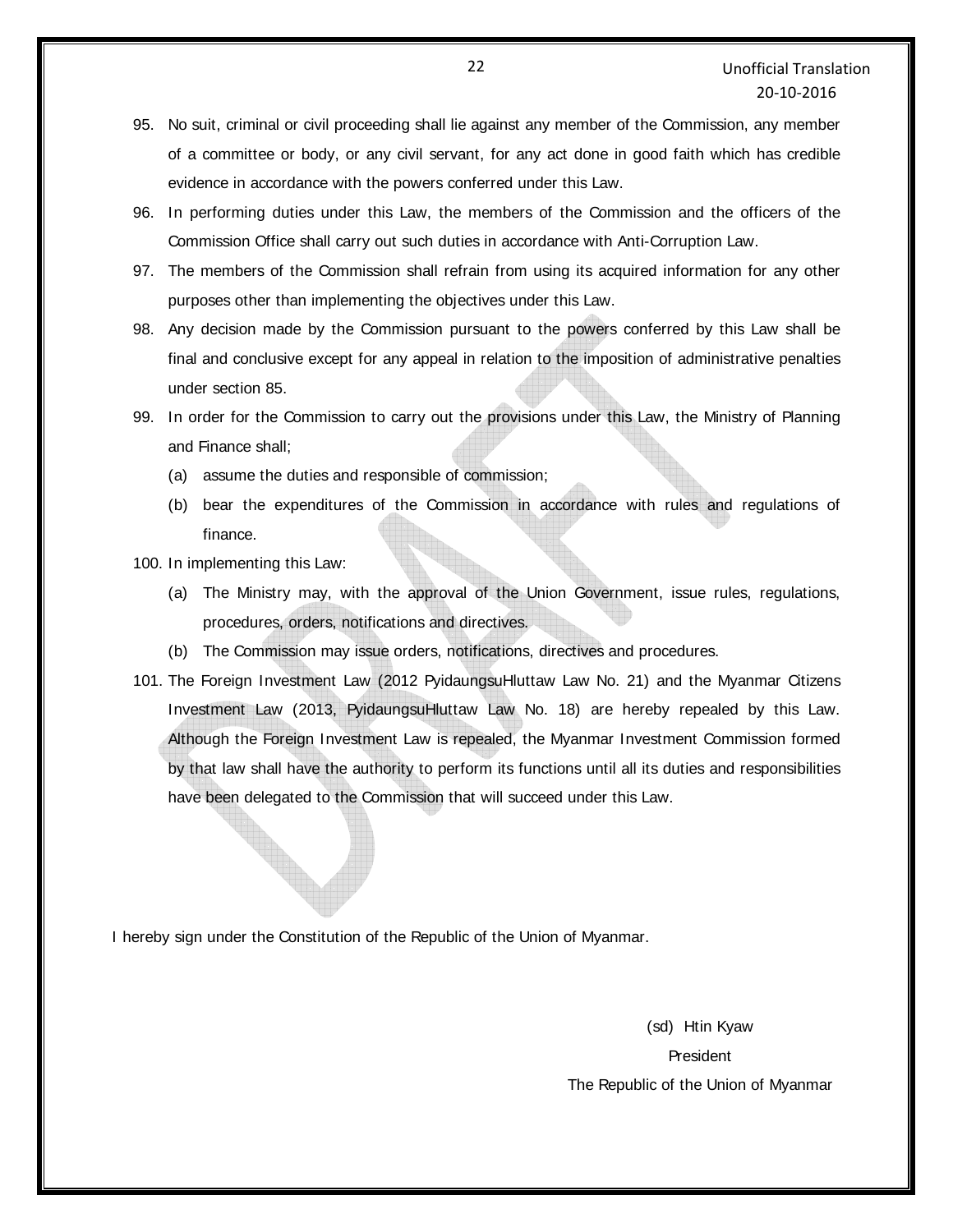95. No suit, criminal or civil proceeding shall lie against any member of the Commission, any member of a committee or body, or any civil servant, for any act done in good faith which has credible evidence in accordance with the powers conferred under this Law.

96. In performing duties under this Law, the members of the Commission and the officers of the Commission Office shall carry out such duties in accordance with Anti-Corruption Law.

97. The members of the Commission shall refrain from using its acquired information for any other purposes other than implementing the objectives under this Law.

98. Any decision made by the Commission pursuant to the powers conferred by this Law shall be final and conclusive except for any appeal in relation to the imposition of administrative penalties under section 85.

99. In order for the Commission to carry out the provisions under this Law, the Ministry of Planning and Finance shall;

    (a) assume the duties and responsible of commission;

    (b) bear the expenditures of the Commission in accordance with rules and regulations of finance.

100. In implementing this Law:

    (a) The Ministry may, with the approval of the Union Government, issue rules, regulations, procedures, orders, notifications and directives.

    (b) The Commission may issue orders, notifications, directives and procedures.

101. The Foreign Investment Law (2012 PyidaungsuHluttaw Law No. 21) and the Myanmar Citizens Investment Law (2013, PyidaungsuHluttaw Law No. 18) are hereby repealed by this Law. Although the Foreign Investment Law is repealed, the Myanmar Investment Commission formed by that law shall have the authority to perform its functions until all its duties and responsibilities have been delegated to the Commission that will succeed under this Law.

I hereby sign under the Constitution of the Republic of the Union of Myanmar.

(sd) Htin Kyaw

President

The Republic of the Union of Myanmar